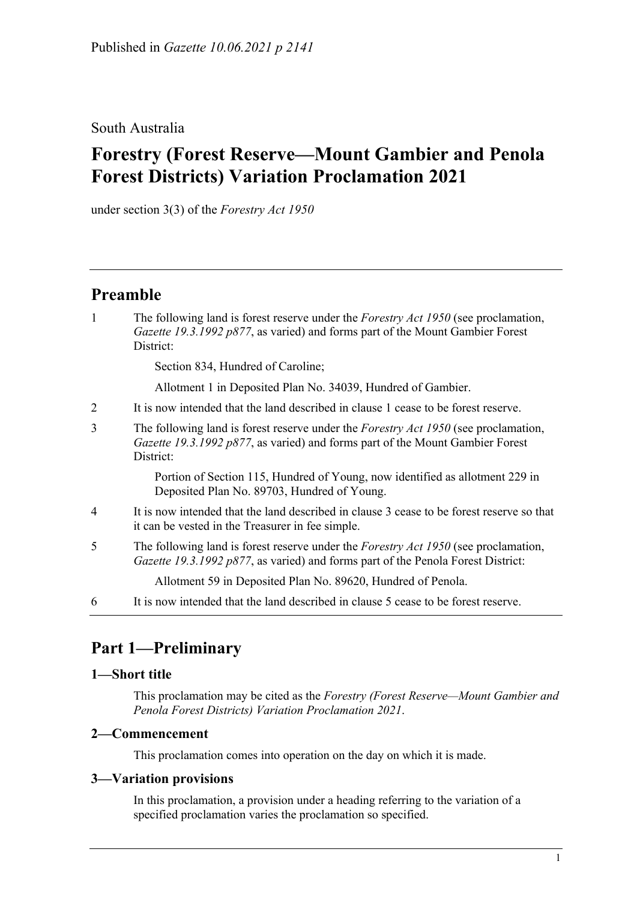Published in *Gazette 10.06.2021 p 2141*

South Australia

# Forestry (Forest Reserve—Mount Gambier and Penola Forest Districts) Variation Proclamation 2021

under section 3(3) of the *Forestry Act 1950*

## Preamble

1 The following land is forest reserve under the *Forestry Act 1950* (see proclamation, *Gazette 19.3.1992 p877*, as varied) and forms part of the Mount Gambier Forest District:

Section 834, Hundred of Caroline;

Allotment 1 in Deposited Plan No. 34039, Hundred of Gambier.

2 It is now intended that the land described in clause 1 cease to be forest reserve.

3 The following land is forest reserve under the *Forestry Act 1950* (see proclamation, *Gazette 19.3.1992 p877*, as varied) and forms part of the Mount Gambier Forest District:

Portion of Section 115, Hundred of Young, now identified as allotment 229 in Deposited Plan No. 89703, Hundred of Young.

4 It is now intended that the land described in clause 3 cease to be forest reserve so that it can be vested in the Treasurer in fee simple.

5 The following land is forest reserve under the *Forestry Act 1950* (see proclamation, *Gazette 19.3.1992 p877*, as varied) and forms part of the Penola Forest District:

Allotment 59 in Deposited Plan No. 89620, Hundred of Penola.

6 It is now intended that the land described in clause 5 cease to be forest reserve.

## Part 1—Preliminary

### 1—Short title

This proclamation may be cited as the *Forestry (Forest Reserve—Mount Gambier and Penola Forest Districts) Variation Proclamation 2021*.

### 2—Commencement

This proclamation comes into operation on the day on which it is made.

### 3—Variation provisions

In this proclamation, a provision under a heading referring to the variation of a specified proclamation varies the proclamation so specified.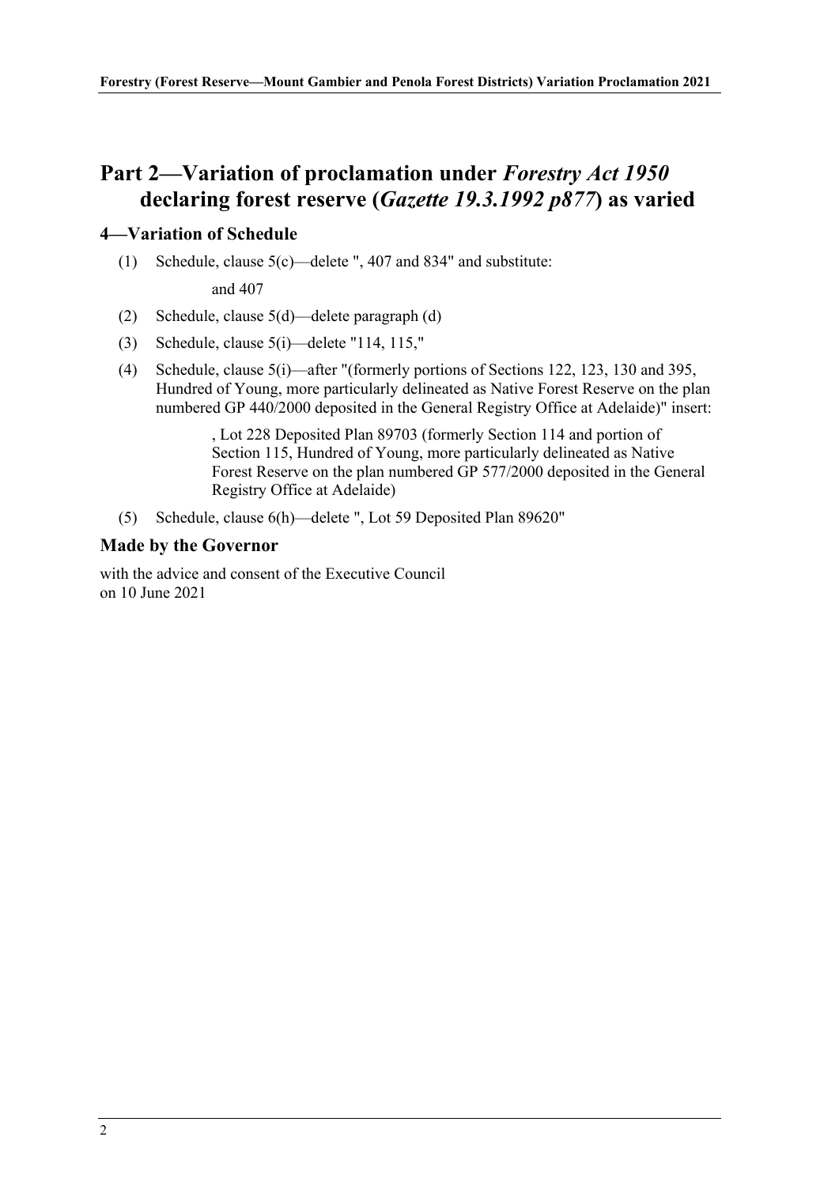## Part 2—Variation of proclamation under *Forestry Act 1950* declaring forest reserve (*Gazette 19.3.1992 p877*) as varied

### 4—Variation of Schedule

(1) Schedule, clause 5(c)—delete ", 407 and 834" and substitute:

> and 407

(2) Schedule, clause 5(d)—delete paragraph (d)

(3) Schedule, clause 5(i)—delete "114, 115,"

(4) Schedule, clause 5(i)—after "(formerly portions of Sections 122, 123, 130 and 395, Hundred of Young, more particularly delineated as Native Forest Reserve on the plan numbered GP 440/2000 deposited in the General Registry Office at Adelaide)" insert:

> , Lot 228 Deposited Plan 89703 (formerly Section 114 and portion of Section 115, Hundred of Young, more particularly delineated as Native Forest Reserve on the plan numbered GP 577/2000 deposited in the General Registry Office at Adelaide)

(5) Schedule, clause 6(h)—delete ", Lot 59 Deposited Plan 89620"

### Made by the Governor

with the advice and consent of the Executive Council
on 10 June 2021